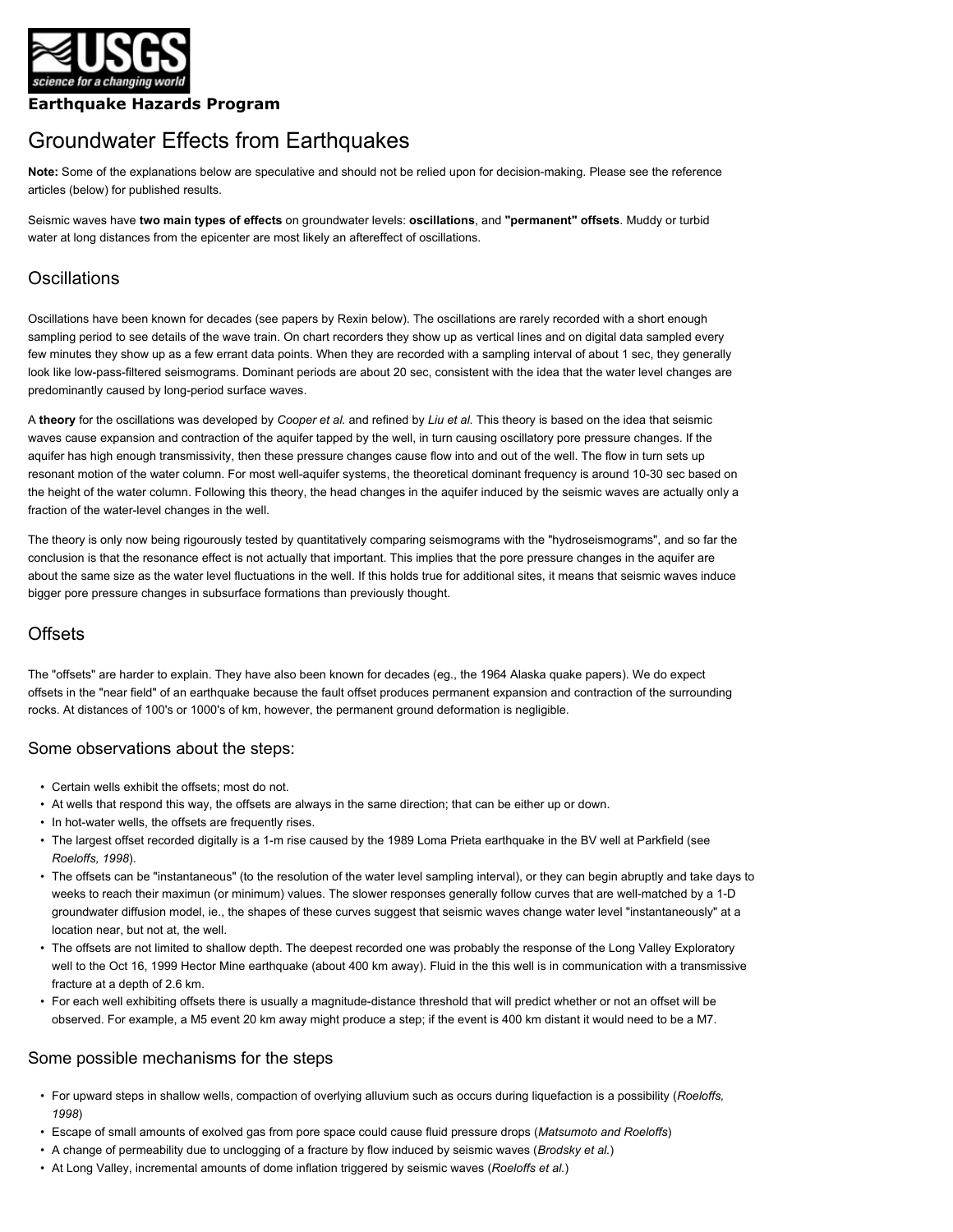**Earthquake Hazards Program**

# Groundwater Effects from Earthquakes

**Note:** Some of the explanations below are speculative and should not be relied upon for decision-making. Please see the reference articles (below) for published results.

Seismic waves have **two main types of effects** on groundwater levels: **oscillations**, and **"permanent" offsets**. Muddy or turbid water at long distances from the epicenter are most likely an aftereffect of oscillations.

## Oscillations

Oscillations have been known for decades (see papers by Rexin below). The oscillations are rarely recorded with a short enough sampling period to see details of the wave train. On chart recorders they show up as vertical lines and on digital data sampled every few minutes they show up as a few errant data points. When they are recorded with a sampling interval of about 1 sec, they generally look like low-pass-filtered seismograms. Dominant periods are about 20 sec, consistent with the idea that the water level changes are predominantly caused by long-period surface waves.

A **theory** for the oscillations was developed by *Cooper et al.* and refined by *Liu et al.* This theory is based on the idea that seismic waves cause expansion and contraction of the aquifer tapped by the well, in turn causing oscillatory pore pressure changes. If the aquifer has high enough transmissivity, then these pressure changes cause flow into and out of the well. The flow in turn sets up resonant motion of the water column. For most well-aquifer systems, the theoretical dominant frequency is around 10-30 sec based on the height of the water column. Following this theory, the head changes in the aquifer induced by the seismic waves are actually only a fraction of the water-level changes in the well.

The theory is only now being rigourously tested by quantitatively comparing seismograms with the "hydroseismograms", and so far the conclusion is that the resonance effect is not actually that important. This implies that the pore pressure changes in the aquifer are about the same size as the water level fluctuations in the well. If this holds true for additional sites, it means that seismic waves induce bigger pore pressure changes in subsurface formations than previously thought.

## Offsets

The "offsets" are harder to explain. They have also been known for decades (eg., the 1964 Alaska quake papers). We do expect offsets in the "near field" of an earthquake because the fault offset produces permanent expansion and contraction of the surrounding rocks. At distances of 100's or 1000's of km, however, the permanent ground deformation is negligible.

### Some observations about the steps:

- Certain wells exhibit the offsets; most do not.
- At wells that respond this way, the offsets are always in the same direction; that can be either up or down.
- In hot-water wells, the offsets are frequently rises.
- The largest offset recorded digitally is a 1-m rise caused by the 1989 Loma Prieta earthquake in the BV well at Parkfield (see *Roeloffs, 1998*).
- The offsets can be "instantaneous" (to the resolution of the water level sampling interval), or they can begin abruptly and take days to weeks to reach their maximun (or minimum) values. The slower responses generally follow curves that are well-matched by a 1-D groundwater diffusion model, ie., the shapes of these curves suggest that seismic waves change water level "instantaneously" at a location near, but not at, the well.
- The offsets are not limited to shallow depth. The deepest recorded one was probably the response of the Long Valley Exploratory well to the Oct 16, 1999 Hector Mine earthquake (about 400 km away). Fluid in the this well is in communication with a transmissive fracture at a depth of 2.6 km.
- For each well exhibiting offsets there is usually a magnitude-distance threshold that will predict whether or not an offset will be observed. For example, a M5 event 20 km away might produce a step; if the event is 400 km distant it would need to be a M7.

### Some possible mechanisms for the steps

- For upward steps in shallow wells, compaction of overlying alluvium such as occurs during liquefaction is a possibility (*Roeloffs, 1998*)
- Escape of small amounts of exolved gas from pore space could cause fluid pressure drops (*Matsumoto and Roeloffs*)
- A change of permeability due to unclogging of a fracture by flow induced by seismic waves (*Brodsky et al.*)
- At Long Valley, incremental amounts of dome inflation triggered by seismic waves (*Roeloffs et al.*)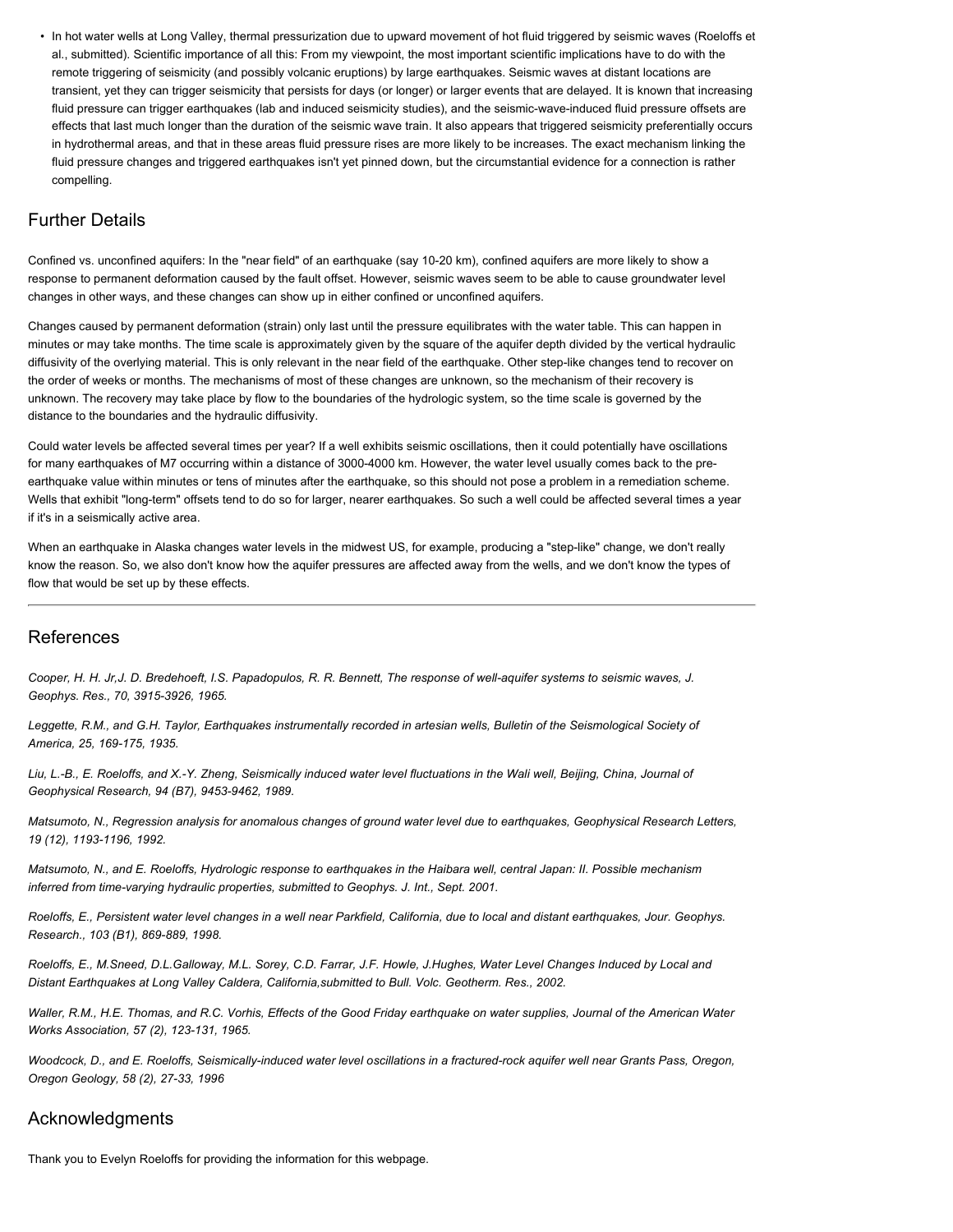- In hot water wells at Long Valley, thermal pressurization due to upward movement of hot fluid triggered by seismic waves (Roeloffs et al., submitted). Scientific importance of all this: From my viewpoint, the most important scientific implications have to do with the remote triggering of seismicity (and possibly volcanic eruptions) by large earthquakes. Seismic waves at distant locations are transient, yet they can trigger seismicity that persists for days (or longer) or larger events that are delayed. It is known that increasing fluid pressure can trigger earthquakes (lab and induced seismicity studies), and the seismic-wave-induced fluid pressure offsets are effects that last much longer than the duration of the seismic wave train. It also appears that triggered seismicity preferentially occurs in hydrothermal areas, and that in these areas fluid pressure rises are more likely to be increases. The exact mechanism linking the fluid pressure changes and triggered earthquakes isn't yet pinned down, but the circumstantial evidence for a connection is rather compelling.

## Further Details

Confined vs. unconfined aquifers: In the "near field" of an earthquake (say 10-20 km), confined aquifers are more likely to show a response to permanent deformation caused by the fault offset. However, seismic waves seem to be able to cause groundwater level changes in other ways, and these changes can show up in either confined or unconfined aquifers.

Changes caused by permanent deformation (strain) only last until the pressure equilibrates with the water table. This can happen in minutes or may take months. The time scale is approximately given by the square of the aquifer depth divided by the vertical hydraulic diffusivity of the overlying material. This is only relevant in the near field of the earthquake. Other step-like changes tend to recover on the order of weeks or months. The mechanisms of most of these changes are unknown, so the mechanism of their recovery is unknown. The recovery may take place by flow to the boundaries of the hydrologic system, so the time scale is governed by the distance to the boundaries and the hydraulic diffusivity.

Could water levels be affected several times per year? If a well exhibits seismic oscillations, then it could potentially have oscillations for many earthquakes of M7 occurring within a distance of 3000-4000 km. However, the water level usually comes back to the pre-earthquake value within minutes or tens of minutes after the earthquake, so this should not pose a problem in a remediation scheme. Wells that exhibit "long-term" offsets tend to do so for larger, nearer earthquakes. So such a well could be affected several times a year if it's in a seismically active area.

When an earthquake in Alaska changes water levels in the midwest US, for example, producing a "step-like" change, we don't really know the reason. So, we also don't know how the aquifer pressures are affected away from the wells, and we don't know the types of flow that would be set up by these effects.

---

## References

*Cooper, H. H. Jr,J. D. Bredehoeft, I.S. Papadopulos, R. R. Bennett, The response of well-aquifer systems to seismic waves, J. Geophys. Res., 70, 3915-3926, 1965.*

*Leggette, R.M., and G.H. Taylor, Earthquakes instrumentally recorded in artesian wells, Bulletin of the Seismological Society of America, 25, 169-175, 1935.*

*Liu, L.-B., E. Roeloffs, and X.-Y. Zheng, Seismically induced water level fluctuations in the Wali well, Beijing, China, Journal of Geophysical Research, 94 (B7), 9453-9462, 1989.*

*Matsumoto, N., Regression analysis for anomalous changes of ground water level due to earthquakes, Geophysical Research Letters, 19 (12), 1193-1196, 1992.*

*Matsumoto, N., and E. Roeloffs, Hydrologic response to earthquakes in the Haibara well, central Japan: II. Possible mechanism inferred from time-varying hydraulic properties, submitted to Geophys. J. Int., Sept. 2001.*

*Roeloffs, E., Persistent water level changes in a well near Parkfield, California, due to local and distant earthquakes, Jour. Geophys. Research., 103 (B1), 869-889, 1998.*

*Roeloffs, E., M.Sneed, D.L.Galloway, M.L. Sorey, C.D. Farrar, J.F. Howle, J.Hughes, Water Level Changes Induced by Local and Distant Earthquakes at Long Valley Caldera, California,submitted to Bull. Volc. Geotherm. Res., 2002.*

*Waller, R.M., H.E. Thomas, and R.C. Vorhis, Effects of the Good Friday earthquake on water supplies, Journal of the American Water Works Association, 57 (2), 123-131, 1965.*

*Woodcock, D., and E. Roeloffs, Seismically-induced water level oscillations in a fractured-rock aquifer well near Grants Pass, Oregon, Oregon Geology, 58 (2), 27-33, 1996*

## Acknowledgments

Thank you to Evelyn Roeloffs for providing the information for this webpage.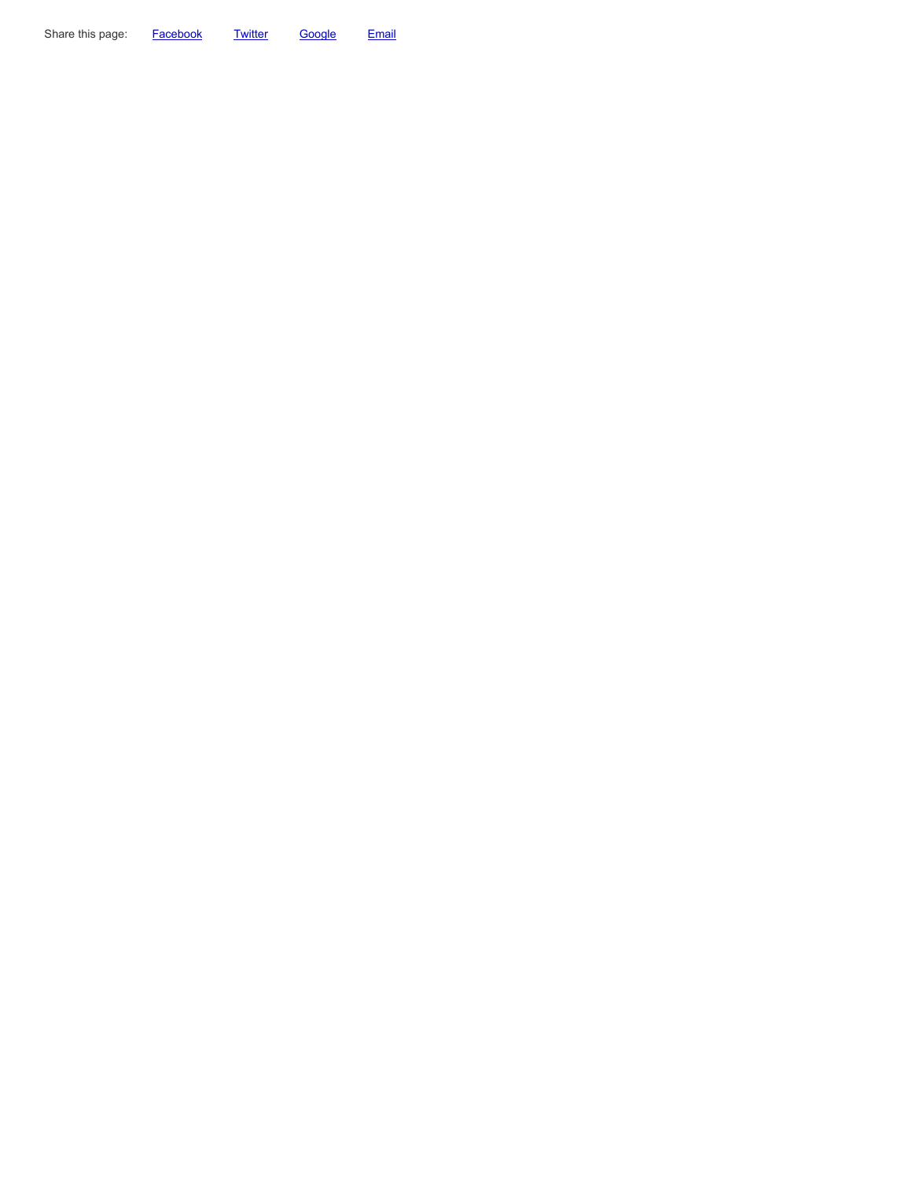Share this page: [Facebook] [Twitter] [Google] [Email]